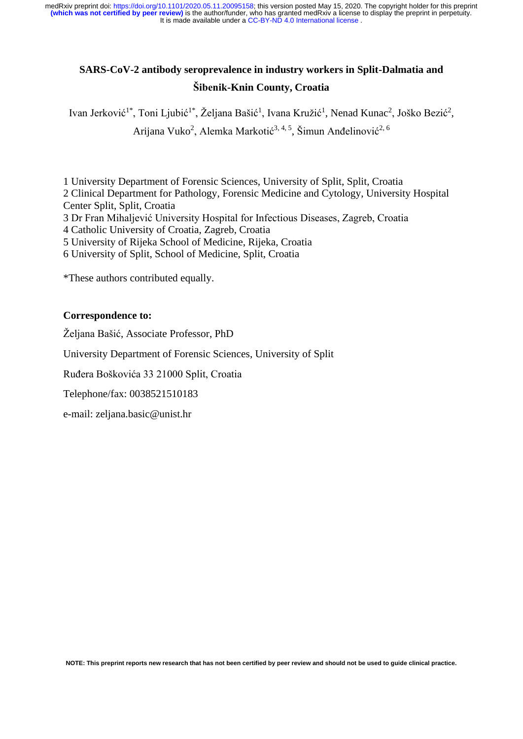# SARS-CoV-2 antibody seroprevalence in industry workers in Split-Dalmatia and Šibenik-Knin County, Croatia

Ivan Jerković[1*], Toni Ljubić[1*], Željana Bašić[1], Ivana Kružić[1], Nenad Kunac[2], Joško Bezić[2], Arijana Vuko[2], Alemka Markotić[3, 4, 5], Šimun Anđelinović[2, 6]

1 University Department of Forensic Sciences, University of Split, Split, Croatia
2 Clinical Department for Pathology, Forensic Medicine and Cytology, University Hospital Center Split, Split, Croatia
3 Dr Fran Mihaljević University Hospital for Infectious Diseases, Zagreb, Croatia
4 Catholic University of Croatia, Zagreb, Croatia
5 University of Rijeka School of Medicine, Rijeka, Croatia
6 University of Split, School of Medicine, Split, Croatia

*These authors contributed equally.

**Correspondence to:**

Željana Bašić, Associate Professor, PhD

University Department of Forensic Sciences, University of Split

Ruđera Boškovića 33 21000 Split, Croatia

Telephone/fax: 0038521510183

e-mail: zeljana.basic@unist.hr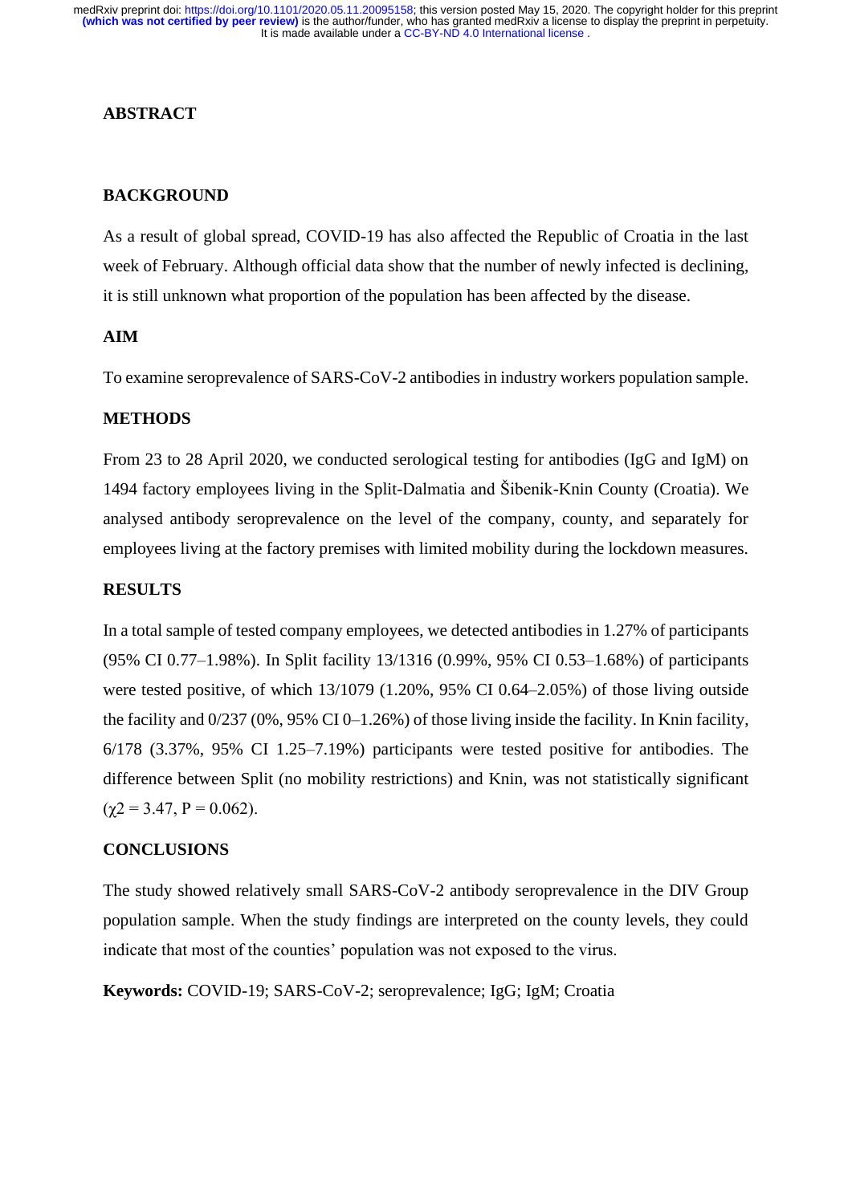## ABSTRACT

### BACKGROUND

As a result of global spread, COVID-19 has also affected the Republic of Croatia in the last week of February. Although official data show that the number of newly infected is declining, it is still unknown what proportion of the population has been affected by the disease.

### AIM

To examine seroprevalence of SARS-CoV-2 antibodies in industry workers population sample.

### METHODS

From 23 to 28 April 2020, we conducted serological testing for antibodies (IgG and IgM) on 1494 factory employees living in the Split-Dalmatia and Šibenik-Knin County (Croatia). We analysed antibody seroprevalence on the level of the company, county, and separately for employees living at the factory premises with limited mobility during the lockdown measures.

### RESULTS

In a total sample of tested company employees, we detected antibodies in 1.27% of participants (95% CI 0.77–1.98%). In Split facility 13/1316 (0.99%, 95% CI 0.53–1.68%) of participants were tested positive, of which 13/1079 (1.20%, 95% CI 0.64–2.05%) of those living outside the facility and 0/237 (0%, 95% CI 0–1.26%) of those living inside the facility. In Knin facility, 6/178 (3.37%, 95% CI 1.25–7.19%) participants were tested positive for antibodies. The difference between Split (no mobility restrictions) and Knin, was not statistically significant ($\chi^2 = 3.47$, $P = 0.062$).

### CONCLUSIONS

The study showed relatively small SARS-CoV-2 antibody seroprevalence in the DIV Group population sample. When the study findings are interpreted on the county levels, they could indicate that most of the counties' population was not exposed to the virus.

**Keywords:** COVID-19; SARS-CoV-2; seroprevalence; IgG; IgM; Croatia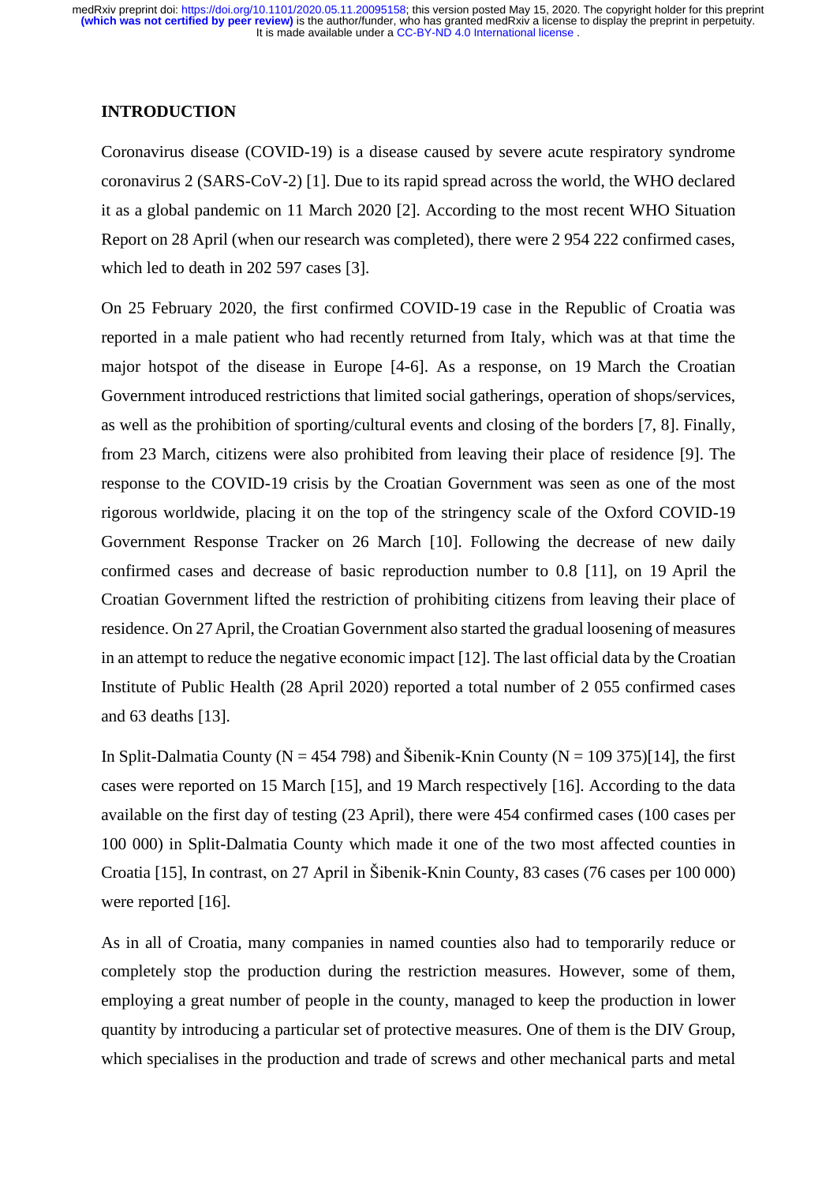## INTRODUCTION

Coronavirus disease (COVID-19) is a disease caused by severe acute respiratory syndrome coronavirus 2 (SARS-CoV-2) [1]. Due to its rapid spread across the world, the WHO declared it as a global pandemic on 11 March 2020 [2]. According to the most recent WHO Situation Report on 28 April (when our research was completed), there were 2 954 222 confirmed cases, which led to death in 202 597 cases [3].

On 25 February 2020, the first confirmed COVID-19 case in the Republic of Croatia was reported in a male patient who had recently returned from Italy, which was at that time the major hotspot of the disease in Europe [4-6]. As a response, on 19 March the Croatian Government introduced restrictions that limited social gatherings, operation of shops/services, as well as the prohibition of sporting/cultural events and closing of the borders [7, 8]. Finally, from 23 March, citizens were also prohibited from leaving their place of residence [9]. The response to the COVID-19 crisis by the Croatian Government was seen as one of the most rigorous worldwide, placing it on the top of the stringency scale of the Oxford COVID-19 Government Response Tracker on 26 March [10]. Following the decrease of new daily confirmed cases and decrease of basic reproduction number to 0.8 [11], on 19 April the Croatian Government lifted the restriction of prohibiting citizens from leaving their place of residence. On 27 April, the Croatian Government also started the gradual loosening of measures in an attempt to reduce the negative economic impact [12]. The last official data by the Croatian Institute of Public Health (28 April 2020) reported a total number of 2 055 confirmed cases and 63 deaths [13].

In Split-Dalmatia County (N = 454 798) and Šibenik-Knin County (N = 109 375)[14], the first cases were reported on 15 March [15], and 19 March respectively [16]. According to the data available on the first day of testing (23 April), there were 454 confirmed cases (100 cases per 100 000) in Split-Dalmatia County which made it one of the two most affected counties in Croatia [15], In contrast, on 27 April in Šibenik-Knin County, 83 cases (76 cases per 100 000) were reported [16].

As in all of Croatia, many companies in named counties also had to temporarily reduce or completely stop the production during the restriction measures. However, some of them, employing a great number of people in the county, managed to keep the production in lower quantity by introducing a particular set of protective measures. One of them is the DIV Group, which specialises in the production and trade of screws and other mechanical parts and metal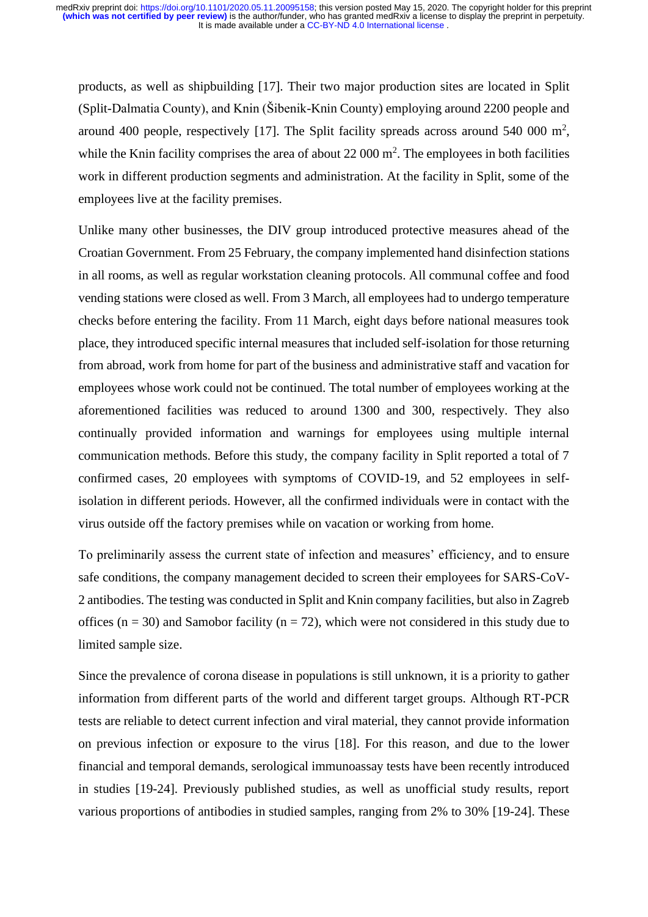products, as well as shipbuilding [17]. Their two major production sites are located in Split (Split-Dalmatia County), and Knin (Šibenik-Knin County) employing around 2200 people and around 400 people, respectively [17]. The Split facility spreads across around 540 000 $m^2$, while the Knin facility comprises the area of about 22 000 $m^2$. The employees in both facilities work in different production segments and administration. At the facility in Split, some of the employees live at the facility premises.

Unlike many other businesses, the DIV group introduced protective measures ahead of the Croatian Government. From 25 February, the company implemented hand disinfection stations in all rooms, as well as regular workstation cleaning protocols. All communal coffee and food vending stations were closed as well. From 3 March, all employees had to undergo temperature checks before entering the facility. From 11 March, eight days before national measures took place, they introduced specific internal measures that included self-isolation for those returning from abroad, work from home for part of the business and administrative staff and vacation for employees whose work could not be continued. The total number of employees working at the aforementioned facilities was reduced to around 1300 and 300, respectively. They also continually provided information and warnings for employees using multiple internal communication methods. Before this study, the company facility in Split reported a total of 7 confirmed cases, 20 employees with symptoms of COVID-19, and 52 employees in self-isolation in different periods. However, all the confirmed individuals were in contact with the virus outside off the factory premises while on vacation or working from home.

To preliminarily assess the current state of infection and measures' efficiency, and to ensure safe conditions, the company management decided to screen their employees for SARS-CoV-2 antibodies. The testing was conducted in Split and Knin company facilities, but also in Zagreb offices ($n = 30$) and Samobor facility ($n = 72$), which were not considered in this study due to limited sample size.

Since the prevalence of corona disease in populations is still unknown, it is a priority to gather information from different parts of the world and different target groups. Although RT-PCR tests are reliable to detect current infection and viral material, they cannot provide information on previous infection or exposure to the virus [18]. For this reason, and due to the lower financial and temporal demands, serological immunoassay tests have been recently introduced in studies [19-24]. Previously published studies, as well as unofficial study results, report various proportions of antibodies in studied samples, ranging from 2% to 30% [19-24]. These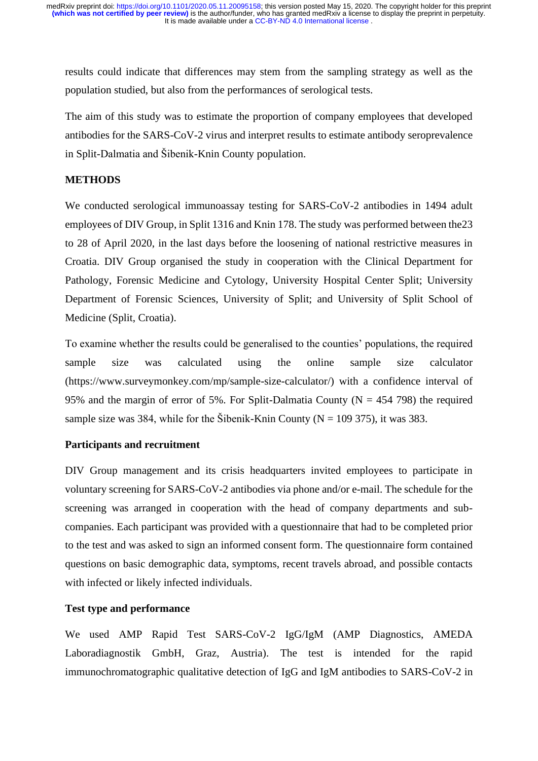results could indicate that differences may stem from the sampling strategy as well as the population studied, but also from the performances of serological tests.

The aim of this study was to estimate the proportion of company employees that developed antibodies for the SARS-CoV-2 virus and interpret results to estimate antibody seroprevalence in Split-Dalmatia and Šibenik-Knin County population.

## METHODS

We conducted serological immunoassay testing for SARS-CoV-2 antibodies in 1494 adult employees of DIV Group, in Split 1316 and Knin 178. The study was performed between the23 to 28 of April 2020, in the last days before the loosening of national restrictive measures in Croatia. DIV Group organised the study in cooperation with the Clinical Department for Pathology, Forensic Medicine and Cytology, University Hospital Center Split; University Department of Forensic Sciences, University of Split; and University of Split School of Medicine (Split, Croatia).

To examine whether the results could be generalised to the counties' populations, the required sample size was calculated using the online sample size calculator (https://www.surveymonkey.com/mp/sample-size-calculator/) with a confidence interval of 95% and the margin of error of 5%. For Split-Dalmatia County (N = 454 798) the required sample size was 384, while for the Šibenik-Knin County (N = 109 375), it was 383.

### Participants and recruitment

DIV Group management and its crisis headquarters invited employees to participate in voluntary screening for SARS-CoV-2 antibodies via phone and/or e-mail. The schedule for the screening was arranged in cooperation with the head of company departments and sub-companies. Each participant was provided with a questionnaire that had to be completed prior to the test and was asked to sign an informed consent form. The questionnaire form contained questions on basic demographic data, symptoms, recent travels abroad, and possible contacts with infected or likely infected individuals.

### Test type and performance

We used AMP Rapid Test SARS-CoV-2 IgG/IgM (AMP Diagnostics, AMEDA Laboradiagnostik GmbH, Graz, Austria). The test is intended for the rapid immunochromatographic qualitative detection of IgG and IgM antibodies to SARS-CoV-2 in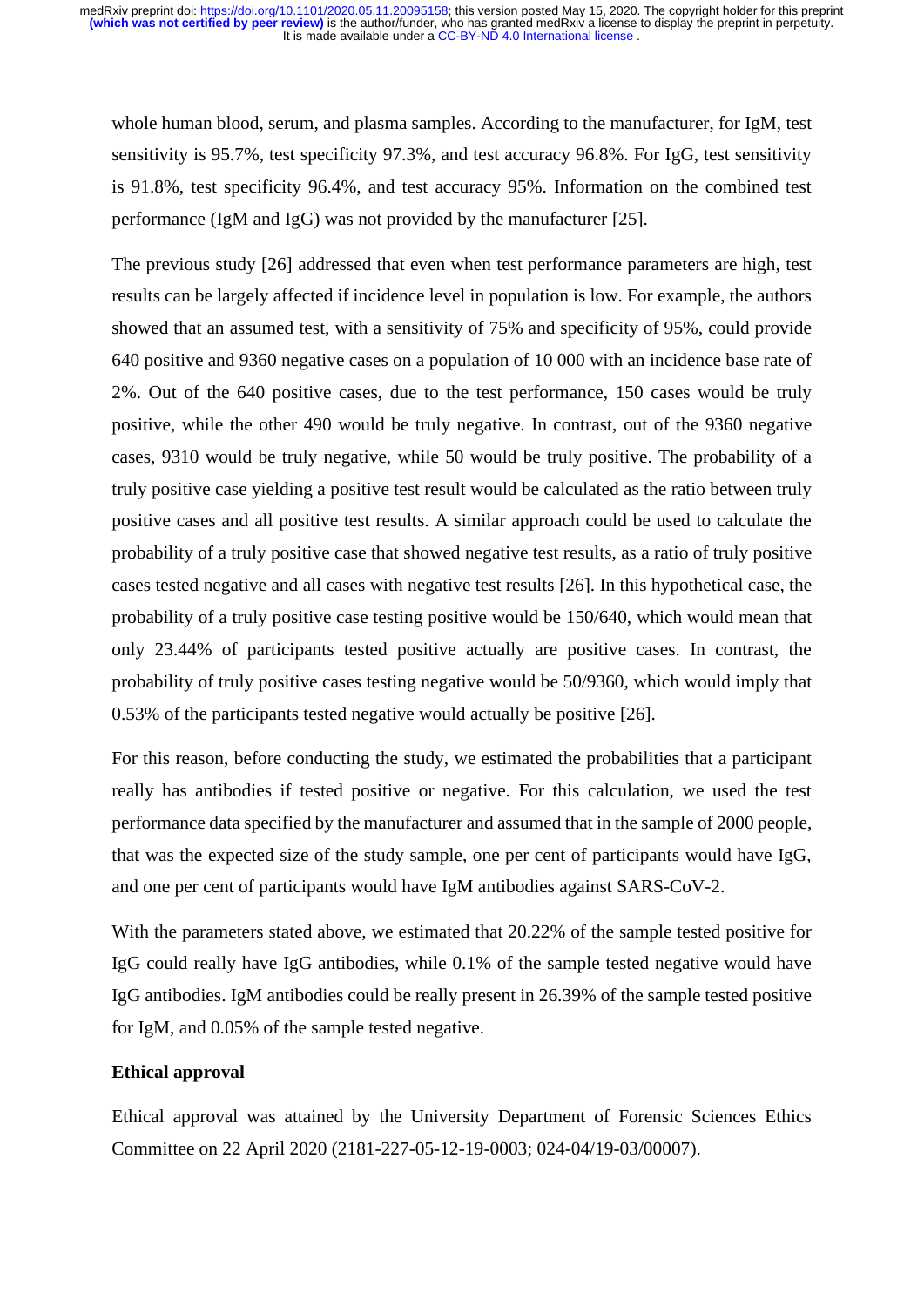whole human blood, serum, and plasma samples. According to the manufacturer, for IgM, test sensitivity is 95.7%, test specificity 97.3%, and test accuracy 96.8%. For IgG, test sensitivity is 91.8%, test specificity 96.4%, and test accuracy 95%. Information on the combined test performance (IgM and IgG) was not provided by the manufacturer [25].

The previous study [26] addressed that even when test performance parameters are high, test results can be largely affected if incidence level in population is low. For example, the authors showed that an assumed test, with a sensitivity of 75% and specificity of 95%, could provide 640 positive and 9360 negative cases on a population of 10 000 with an incidence base rate of 2%. Out of the 640 positive cases, due to the test performance, 150 cases would be truly positive, while the other 490 would be truly negative. In contrast, out of the 9360 negative cases, 9310 would be truly negative, while 50 would be truly positive. The probability of a truly positive case yielding a positive test result would be calculated as the ratio between truly positive cases and all positive test results. A similar approach could be used to calculate the probability of a truly positive case that showed negative test results, as a ratio of truly positive cases tested negative and all cases with negative test results [26]. In this hypothetical case, the probability of a truly positive case testing positive would be 150/640, which would mean that only 23.44% of participants tested positive actually are positive cases. In contrast, the probability of truly positive cases testing negative would be 50/9360, which would imply that 0.53% of the participants tested negative would actually be positive [26].

For this reason, before conducting the study, we estimated the probabilities that a participant really has antibodies if tested positive or negative. For this calculation, we used the test performance data specified by the manufacturer and assumed that in the sample of 2000 people, that was the expected size of the study sample, one per cent of participants would have IgG, and one per cent of participants would have IgM antibodies against SARS-CoV-2.

With the parameters stated above, we estimated that 20.22% of the sample tested positive for IgG could really have IgG antibodies, while 0.1% of the sample tested negative would have IgG antibodies. IgM antibodies could be really present in 26.39% of the sample tested positive for IgM, and 0.05% of the sample tested negative.

**Ethical approval**

Ethical approval was attained by the University Department of Forensic Sciences Ethics Committee on 22 April 2020 (2181-227-05-12-19-0003; 024-04/19-03/00007).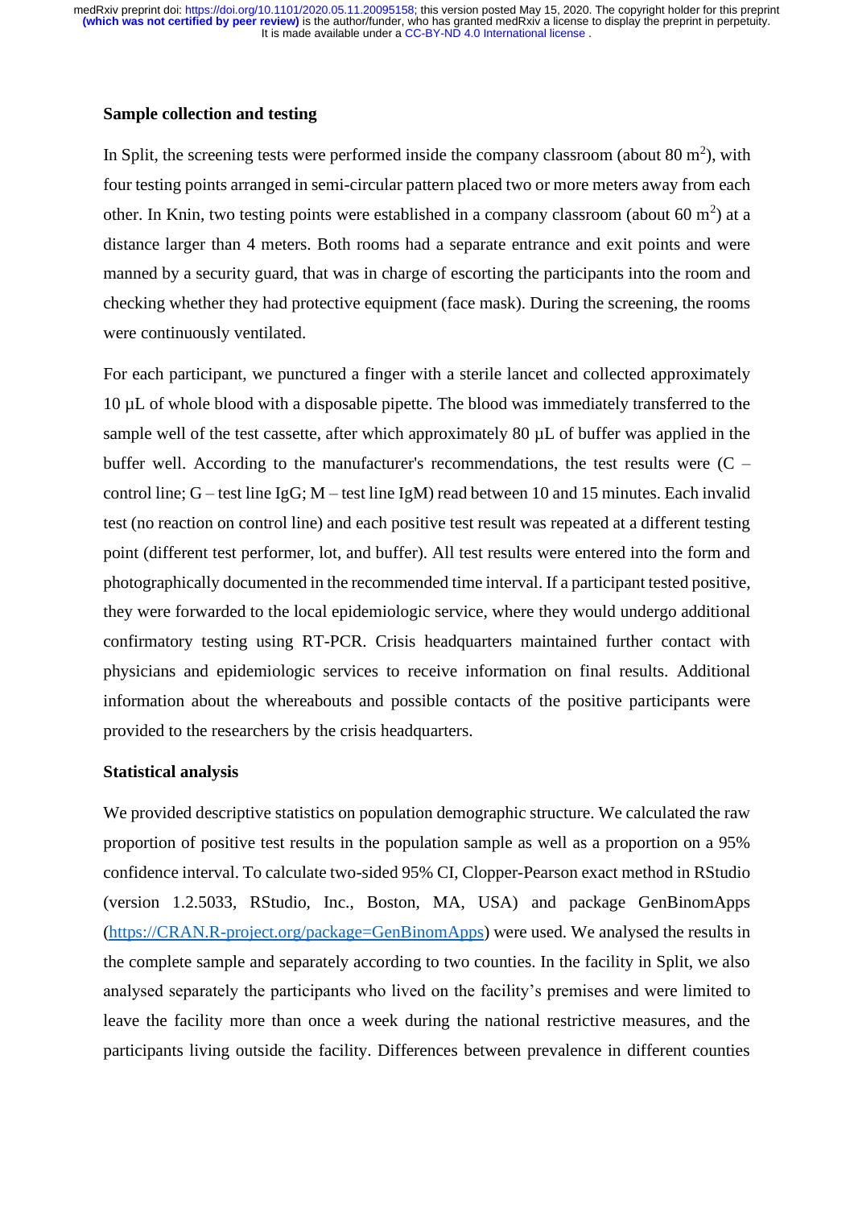## Sample collection and testing

In Split, the screening tests were performed inside the company classroom (about 80 $m^2$), with four testing points arranged in semi-circular pattern placed two or more meters away from each other. In Knin, two testing points were established in a company classroom (about 60 $m^2$) at a distance larger than 4 meters. Both rooms had a separate entrance and exit points and were manned by a security guard, that was in charge of escorting the participants into the room and checking whether they had protective equipment (face mask). During the screening, the rooms were continuously ventilated.

For each participant, we punctured a finger with a sterile lancet and collected approximately 10 µL of whole blood with a disposable pipette. The blood was immediately transferred to the sample well of the test cassette, after which approximately 80 µL of buffer was applied in the buffer well. According to the manufacturer's recommendations, the test results were (C – control line; G – test line IgG; M – test line IgM) read between 10 and 15 minutes. Each invalid test (no reaction on control line) and each positive test result was repeated at a different testing point (different test performer, lot, and buffer). All test results were entered into the form and photographically documented in the recommended time interval. If a participant tested positive, they were forwarded to the local epidemiologic service, where they would undergo additional confirmatory testing using RT-PCR. Crisis headquarters maintained further contact with physicians and epidemiologic services to receive information on final results. Additional information about the whereabouts and possible contacts of the positive participants were provided to the researchers by the crisis headquarters.

## Statistical analysis

We provided descriptive statistics on population demographic structure. We calculated the raw proportion of positive test results in the population sample as well as a proportion on a 95% confidence interval. To calculate two-sided 95% CI, Clopper-Pearson exact method in RStudio (version 1.2.5033, RStudio, Inc., Boston, MA, USA) and package GenBinomApps (https://CRAN.R-project.org/package=GenBinomApps) were used. We analysed the results in the complete sample and separately according to two counties. In the facility in Split, we also analysed separately the participants who lived on the facility's premises and were limited to leave the facility more than once a week during the national restrictive measures, and the participants living outside the facility. Differences between prevalence in different counties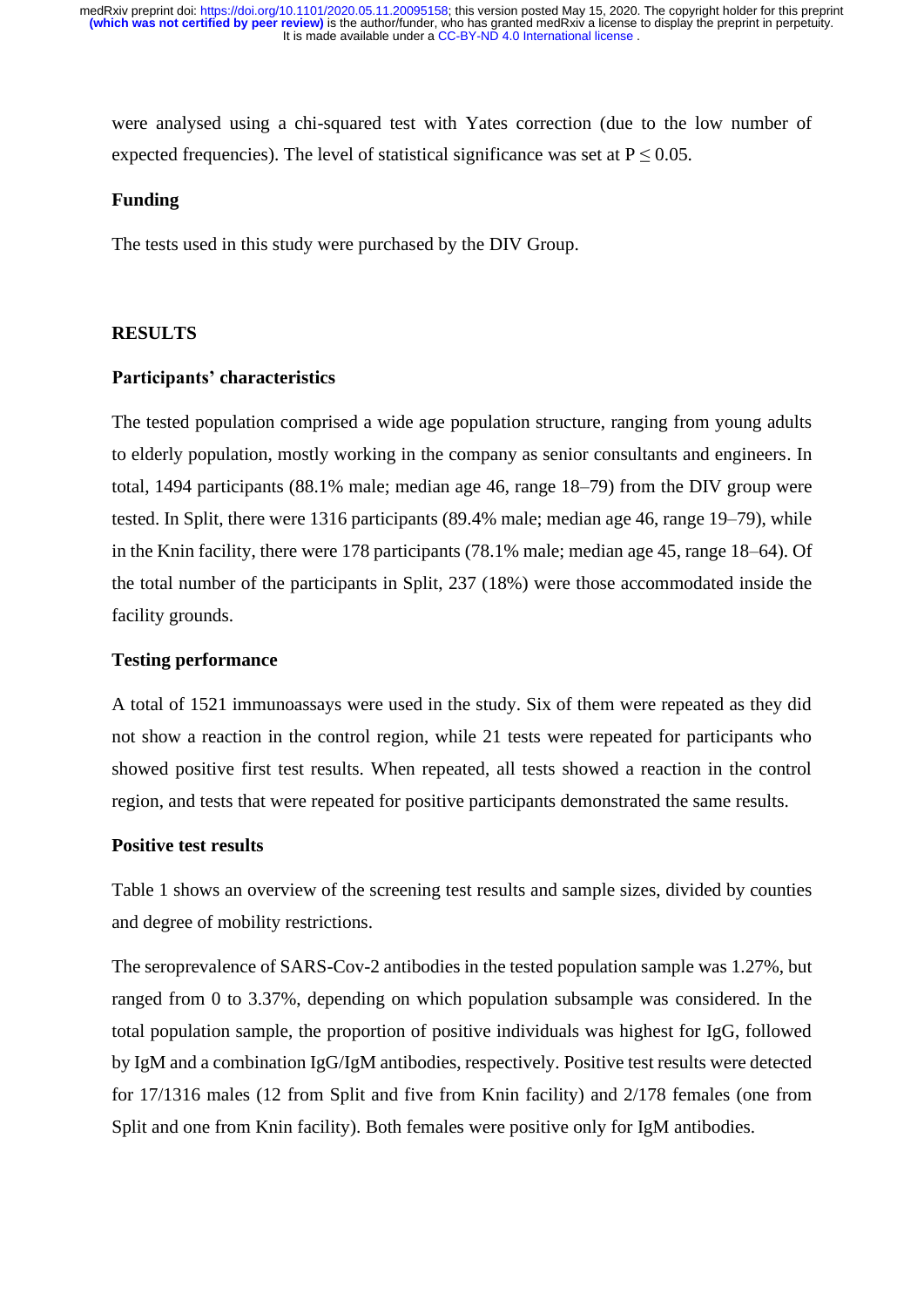were analysed using a chi-squared test with Yates correction (due to the low number of expected frequencies). The level of statistical significance was set at $P \leq 0.05$.

### Funding

The tests used in this study were purchased by the DIV Group.

## RESULTS

### Participants' characteristics

The tested population comprised a wide age population structure, ranging from young adults to elderly population, mostly working in the company as senior consultants and engineers. In total, 1494 participants (88.1% male; median age 46, range 18–79) from the DIV group were tested. In Split, there were 1316 participants (89.4% male; median age 46, range 19–79), while in the Knin facility, there were 178 participants (78.1% male; median age 45, range 18–64). Of the total number of the participants in Split, 237 (18%) were those accommodated inside the facility grounds.

### Testing performance

A total of 1521 immunoassays were used in the study. Six of them were repeated as they did not show a reaction in the control region, while 21 tests were repeated for participants who showed positive first test results. When repeated, all tests showed a reaction in the control region, and tests that were repeated for positive participants demonstrated the same results.

### Positive test results

Table 1 shows an overview of the screening test results and sample sizes, divided by counties and degree of mobility restrictions.

The seroprevalence of SARS-Cov-2 antibodies in the tested population sample was 1.27%, but ranged from 0 to 3.37%, depending on which population subsample was considered. In the total population sample, the proportion of positive individuals was highest for IgG, followed by IgM and a combination IgG/IgM antibodies, respectively. Positive test results were detected for 17/1316 males (12 from Split and five from Knin facility) and 2/178 females (one from Split and one from Knin facility). Both females were positive only for IgM antibodies.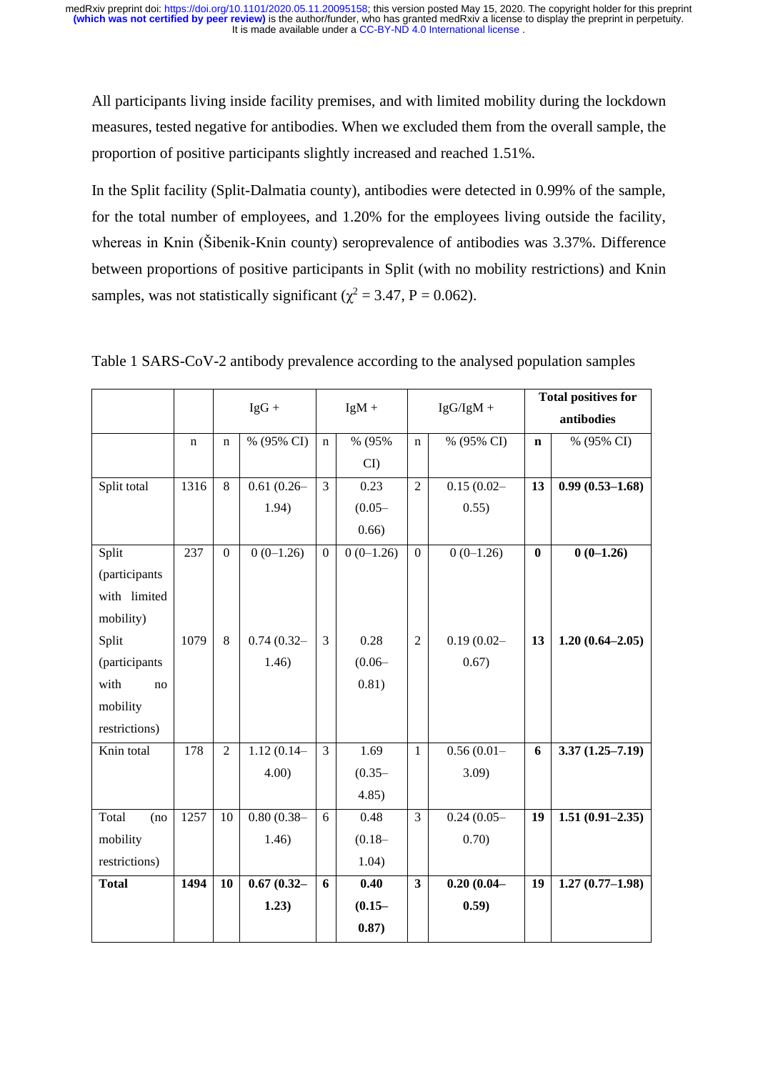All participants living inside facility premises, and with limited mobility during the lockdown measures, tested negative for antibodies. When we excluded them from the overall sample, the proportion of positive participants slightly increased and reached 1.51%.

In the Split facility (Split-Dalmatia county), antibodies were detected in 0.99% of the sample, for the total number of employees, and 1.20% for the employees living outside the facility, whereas in Knin (Šibenik-Knin county) seroprevalence of antibodies was 3.37%. Difference between proportions of positive participants in Split (with no mobility restrictions) and Knin samples, was not statistically significant ($\chi^2$ = 3.47, P = 0.062).

Table 1 SARS-CoV-2 antibody prevalence according to the analysed population samples

| | | IgG + | | IgM + | | IgG/IgM + | | **Total positives for antibodies** | |
|---|---|---|---|---|---|---|---|---|---|
| | n | n | % (95% CI) | n | % (95% CI) | n | % (95% CI) | **n** | % (95% CI) |
| Split total | 1316 | 8 | 0.61 (0.26–1.94) | 3 | 0.23 (0.05–0.66) | 2 | 0.15 (0.02–0.55) | **13** | **0.99 (0.53–1.68)** |
| Split (participants with limited mobility) | 237 | 0 | 0 (0–1.26) | 0 | 0 (0–1.26) | 0 | 0 (0–1.26) | **0** | **0 (0–1.26)** |
| Split (participants with no mobility restrictions) | 1079 | 8 | 0.74 (0.32–1.46) | 3 | 0.28 (0.06–0.81) | 2 | 0.19 (0.02–0.67) | **13** | **1.20 (0.64–2.05)** |
| Knin total | 178 | 2 | 1.12 (0.14–4.00) | 3 | 1.69 (0.35–4.85) | 1 | 0.56 (0.01–3.09) | **6** | **3.37 (1.25–7.19)** |
| Total (no mobility restrictions) | 1257 | 10 | 0.80 (0.38–1.46) | 6 | 0.48 (0.18–1.04) | 3 | 0.24 (0.05–0.70) | **19** | **1.51 (0.91–2.35)** |
| **Total** | **1494** | **10** | **0.67 (0.32–1.23)** | **6** | **0.40 (0.15–0.87)** | **3** | **0.20 (0.04–0.59)** | **19** | **1.27 (0.77–1.98)** |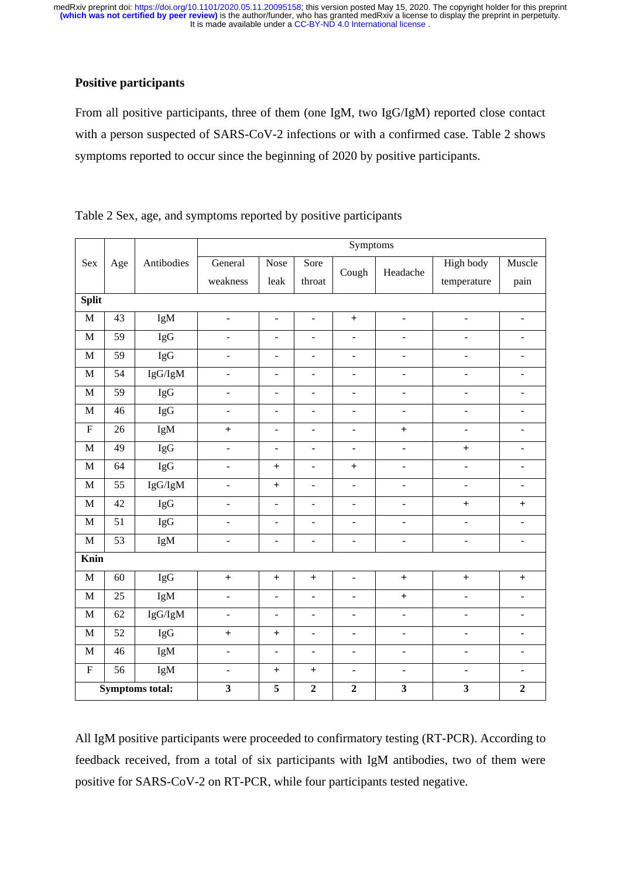**Positive participants**

From all positive participants, three of them (one IgM, two IgG/IgM) reported close contact with a person suspected of SARS-CoV-2 infections or with a confirmed case. Table 2 shows symptoms reported to occur since the beginning of 2020 by positive participants.

Table 2 Sex, age, and symptoms reported by positive participants

| Sex | Age | Antibodies | Symptoms | | | | | | |
|---|---|---|---|---|---|---|---|---|---|
| | | | General weakness | Nose leak | Sore throat | Cough | Headache | High body temperature | Muscle pain |
| **Split** | | | | | | | | | |
| M | 43 | IgM | - | - | - | + | - | - | - |
| M | 59 | IgG | - | - | - | - | - | - | - |
| M | 59 | IgG | - | - | - | - | - | - | - |
| M | 54 | IgG/IgM | - | - | - | - | - | - | - |
| M | 59 | IgG | - | - | - | - | - | - | - |
| M | 46 | IgG | - | - | - | - | - | - | - |
| F | 26 | IgM | + | - | - | - | + | - | - |
| M | 49 | IgG | - | - | - | - | - | + | - |
| M | 64 | IgG | - | + | - | + | - | - | - |
| M | 55 | IgG/IgM | - | + | - | - | - | - | - |
| M | 42 | IgG | - | - | - | - | - | + | + |
| M | 51 | IgG | - | - | - | - | - | - | - |
| M | 53 | IgM | - | - | - | - | - | - | - |
| **Knin** | | | | | | | | | |
| M | 60 | IgG | + | + | + | - | + | + | + |
| M | 25 | IgM | - | - | - | - | + | - | - |
| M | 62 | IgG/IgM | - | - | - | - | - | - | - |
| M | 52 | IgG | + | + | - | - | - | - | - |
| M | 46 | IgM | - | - | - | - | - | - | - |
| F | 56 | IgM | - | + | + | - | - | - | - |
| **Symptoms total:** | | | **3** | **5** | **2** | **2** | **3** | **3** | **2** |

All IgM positive participants were proceeded to confirmatory testing (RT-PCR). According to feedback received, from a total of six participants with IgM antibodies, two of them were positive for SARS-CoV-2 on RT-PCR, while four participants tested negative.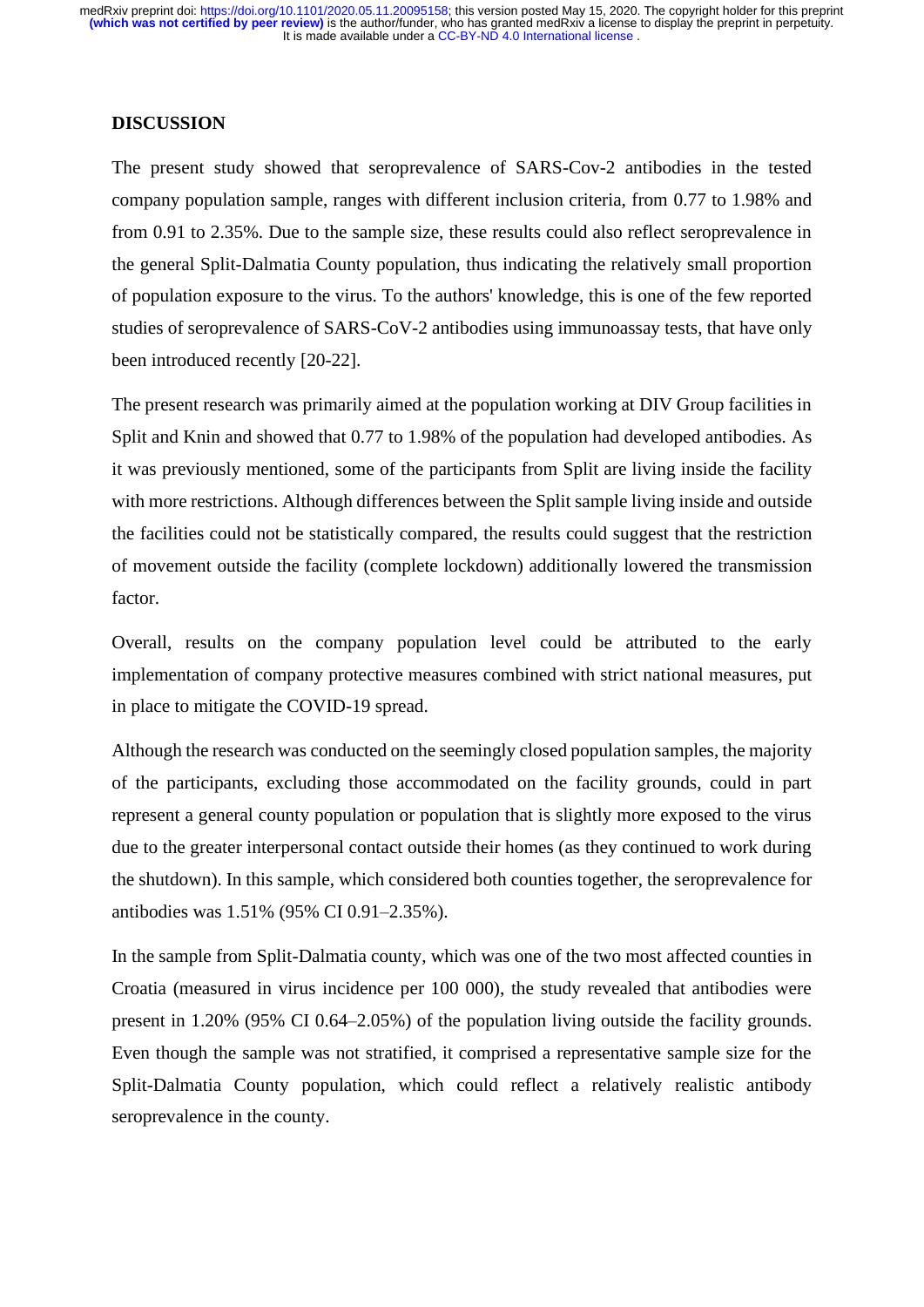## DISCUSSION

The present study showed that seroprevalence of SARS-Cov-2 antibodies in the tested company population sample, ranges with different inclusion criteria, from 0.77 to 1.98% and from 0.91 to 2.35%. Due to the sample size, these results could also reflect seroprevalence in the general Split-Dalmatia County population, thus indicating the relatively small proportion of population exposure to the virus. To the authors' knowledge, this is one of the few reported studies of seroprevalence of SARS-CoV-2 antibodies using immunoassay tests, that have only been introduced recently [20-22].

The present research was primarily aimed at the population working at DIV Group facilities in Split and Knin and showed that 0.77 to 1.98% of the population had developed antibodies. As it was previously mentioned, some of the participants from Split are living inside the facility with more restrictions. Although differences between the Split sample living inside and outside the facilities could not be statistically compared, the results could suggest that the restriction of movement outside the facility (complete lockdown) additionally lowered the transmission factor.

Overall, results on the company population level could be attributed to the early implementation of company protective measures combined with strict national measures, put in place to mitigate the COVID-19 spread.

Although the research was conducted on the seemingly closed population samples, the majority of the participants, excluding those accommodated on the facility grounds, could in part represent a general county population or population that is slightly more exposed to the virus due to the greater interpersonal contact outside their homes (as they continued to work during the shutdown). In this sample, which considered both counties together, the seroprevalence for antibodies was 1.51% (95% CI 0.91–2.35%).

In the sample from Split-Dalmatia county, which was one of the two most affected counties in Croatia (measured in virus incidence per 100 000), the study revealed that antibodies were present in 1.20% (95% CI 0.64–2.05%) of the population living outside the facility grounds. Even though the sample was not stratified, it comprised a representative sample size for the Split-Dalmatia County population, which could reflect a relatively realistic antibody seroprevalence in the county.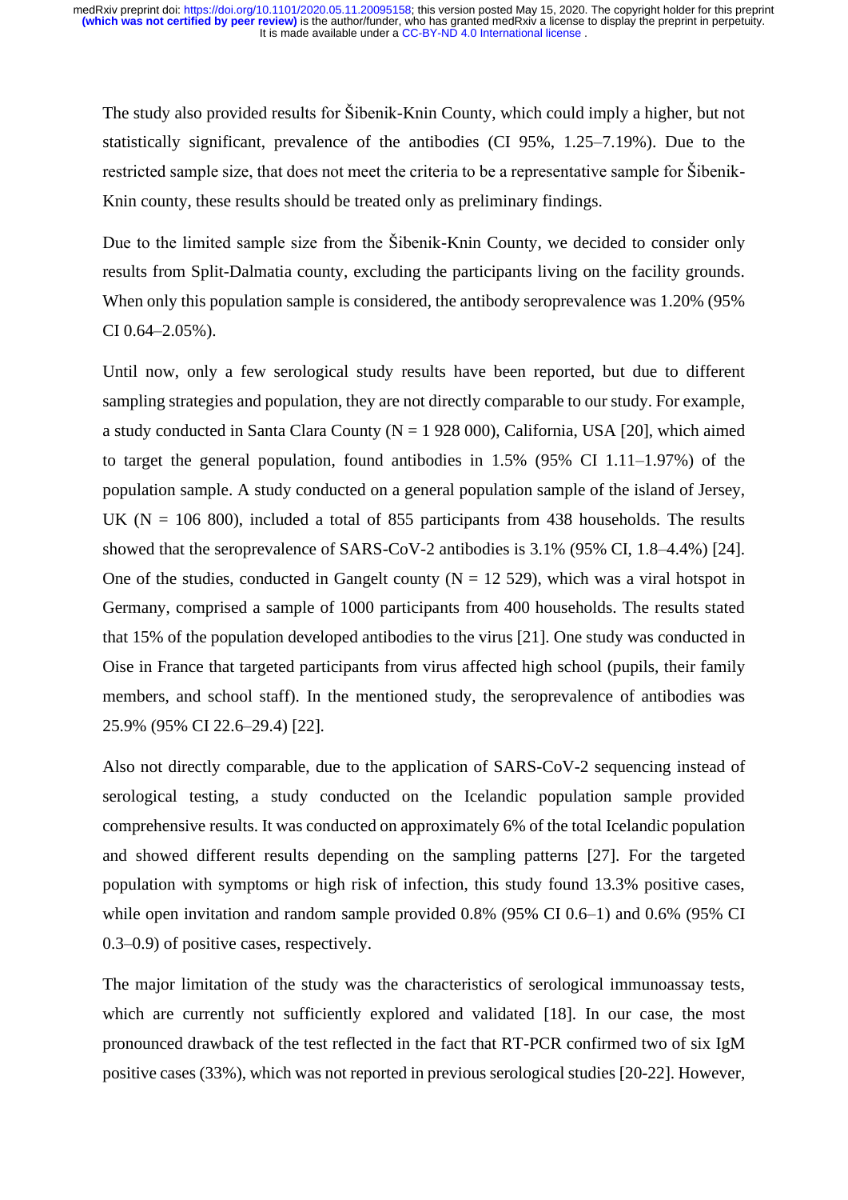The study also provided results for Šibenik-Knin County, which could imply a higher, but not statistically significant, prevalence of the antibodies (CI 95%, 1.25–7.19%). Due to the restricted sample size, that does not meet the criteria to be a representative sample for Šibenik-Knin county, these results should be treated only as preliminary findings.

Due to the limited sample size from the Šibenik-Knin County, we decided to consider only results from Split-Dalmatia county, excluding the participants living on the facility grounds. When only this population sample is considered, the antibody seroprevalence was 1.20% (95% CI 0.64–2.05%).

Until now, only a few serological study results have been reported, but due to different sampling strategies and population, they are not directly comparable to our study. For example, a study conducted in Santa Clara County (N = 1 928 000), California, USA [20], which aimed to target the general population, found antibodies in 1.5% (95% CI 1.11–1.97%) of the population sample. A study conducted on a general population sample of the island of Jersey, UK (N = 106 800), included a total of 855 participants from 438 households. The results showed that the seroprevalence of SARS-CoV-2 antibodies is 3.1% (95% CI, 1.8–4.4%) [24]. One of the studies, conducted in Gangelt county (N = 12 529), which was a viral hotspot in Germany, comprised a sample of 1000 participants from 400 households. The results stated that 15% of the population developed antibodies to the virus [21]. One study was conducted in Oise in France that targeted participants from virus affected high school (pupils, their family members, and school staff). In the mentioned study, the seroprevalence of antibodies was 25.9% (95% CI 22.6–29.4) [22].

Also not directly comparable, due to the application of SARS-CoV-2 sequencing instead of serological testing, a study conducted on the Icelandic population sample provided comprehensive results. It was conducted on approximately 6% of the total Icelandic population and showed different results depending on the sampling patterns [27]. For the targeted population with symptoms or high risk of infection, this study found 13.3% positive cases, while open invitation and random sample provided 0.8% (95% CI 0.6–1) and 0.6% (95% CI 0.3–0.9) of positive cases, respectively.

The major limitation of the study was the characteristics of serological immunoassay tests, which are currently not sufficiently explored and validated [18]. In our case, the most pronounced drawback of the test reflected in the fact that RT-PCR confirmed two of six IgM positive cases (33%), which was not reported in previous serological studies [20-22]. However,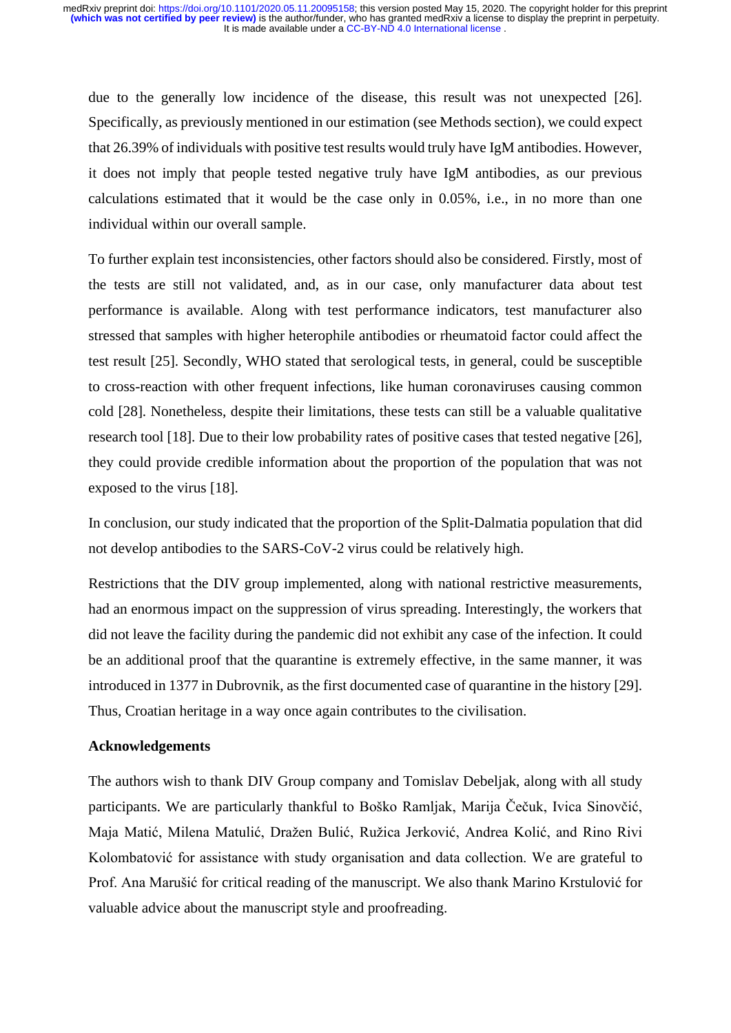due to the generally low incidence of the disease, this result was not unexpected [26]. Specifically, as previously mentioned in our estimation (see Methods section), we could expect that 26.39% of individuals with positive test results would truly have IgM antibodies. However, it does not imply that people tested negative truly have IgM antibodies, as our previous calculations estimated that it would be the case only in 0.05%, i.e., in no more than one individual within our overall sample.

To further explain test inconsistencies, other factors should also be considered. Firstly, most of the tests are still not validated, and, as in our case, only manufacturer data about test performance is available. Along with test performance indicators, test manufacturer also stressed that samples with higher heterophile antibodies or rheumatoid factor could affect the test result [25]. Secondly, WHO stated that serological tests, in general, could be susceptible to cross-reaction with other frequent infections, like human coronaviruses causing common cold [28]. Nonetheless, despite their limitations, these tests can still be a valuable qualitative research tool [18]. Due to their low probability rates of positive cases that tested negative [26], they could provide credible information about the proportion of the population that was not exposed to the virus [18].

In conclusion, our study indicated that the proportion of the Split-Dalmatia population that did not develop antibodies to the SARS-CoV-2 virus could be relatively high.

Restrictions that the DIV group implemented, along with national restrictive measurements, had an enormous impact on the suppression of virus spreading. Interestingly, the workers that did not leave the facility during the pandemic did not exhibit any case of the infection. It could be an additional proof that the quarantine is extremely effective, in the same manner, it was introduced in 1377 in Dubrovnik, as the first documented case of quarantine in the history [29]. Thus, Croatian heritage in a way once again contributes to the civilisation.

**Acknowledgements**

The authors wish to thank DIV Group company and Tomislav Debeljak, along with all study participants. We are particularly thankful to Boško Ramljak, Marija Čečuk, Ivica Sinovčić, Maja Matić, Milena Matulić, Dražen Bulić, Ružica Jerković, Andrea Kolić, and Rino Rivi Kolombatović for assistance with study organisation and data collection. We are grateful to Prof. Ana Marušić for critical reading of the manuscript. We also thank Marino Krstulović for valuable advice about the manuscript style and proofreading.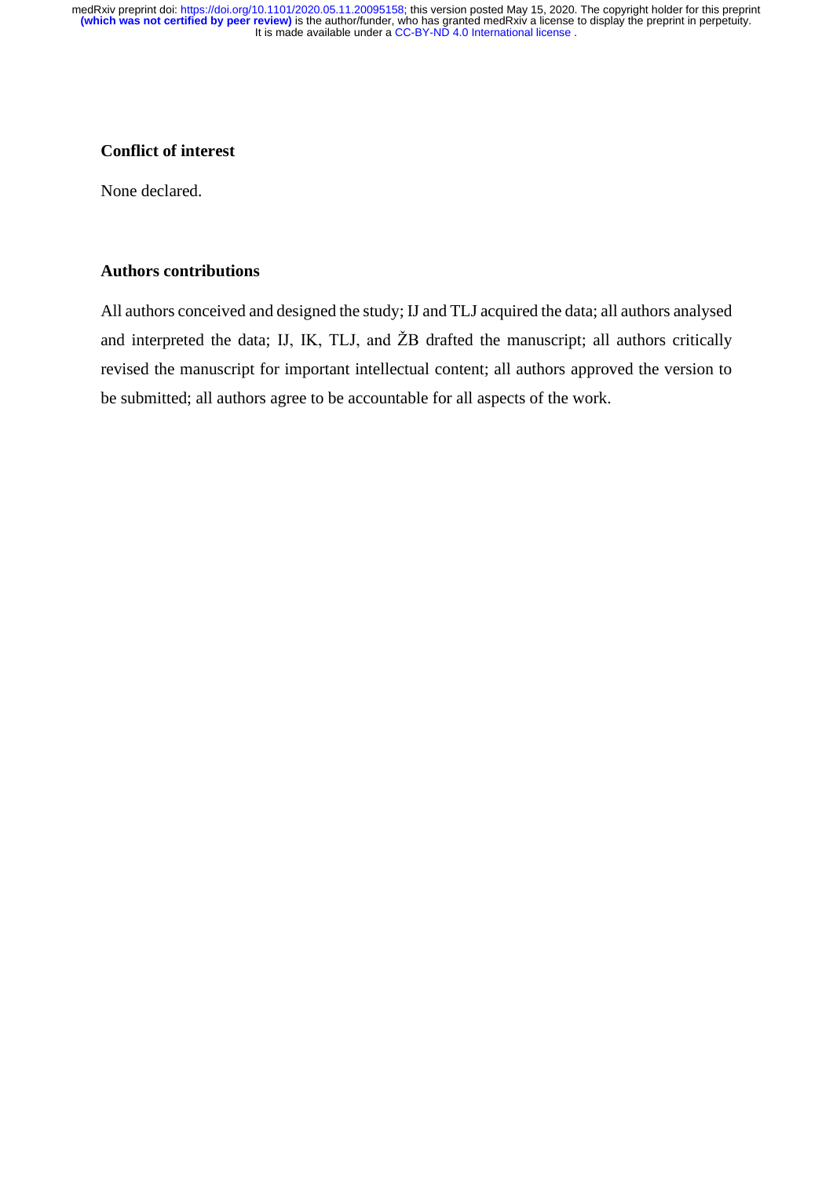## Conflict of interest

None declared.

## Authors contributions

All authors conceived and designed the study; IJ and TLJ acquired the data; all authors analysed and interpreted the data; IJ, IK, TLJ, and ŽB drafted the manuscript; all authors critically revised the manuscript for important intellectual content; all authors approved the version to be submitted; all authors agree to be accountable for all aspects of the work.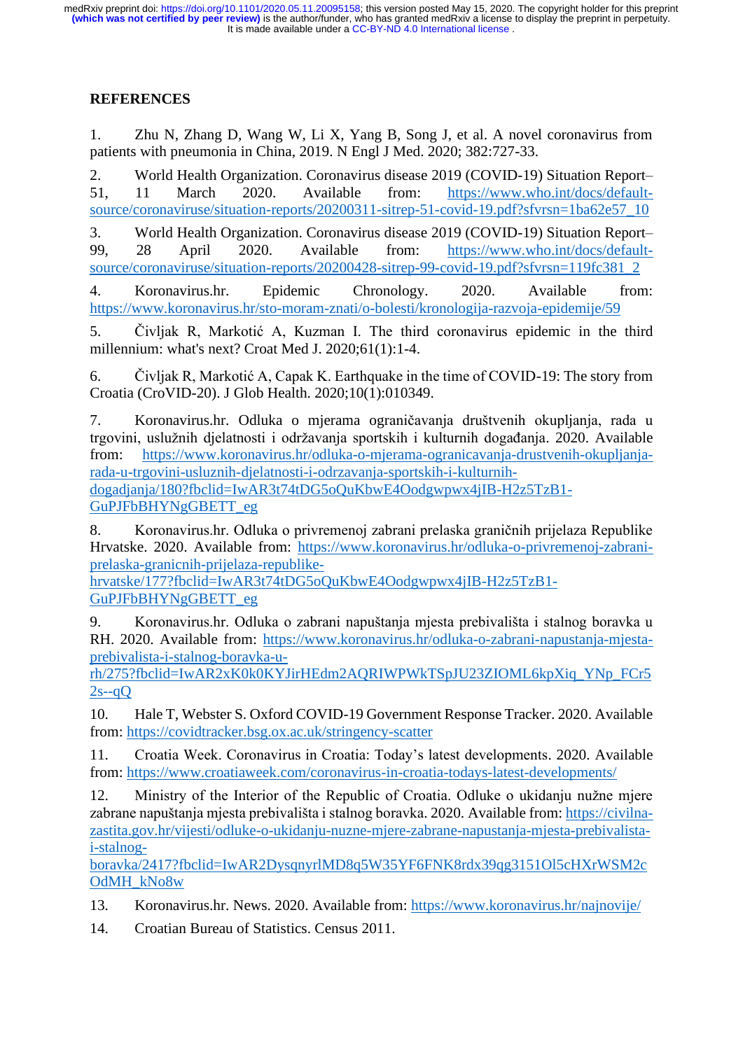## REFERENCES

1. Zhu N, Zhang D, Wang W, Li X, Yang B, Song J, et al. A novel coronavirus from patients with pneumonia in China, 2019. N Engl J Med. 2020; 382:727-33.

2. World Health Organization. Coronavirus disease 2019 (COVID-19) Situation Report–51, 11 March 2020. Available from: https://www.who.int/docs/default-source/coronaviruse/situation-reports/20200311-sitrep-51-covid-19.pdf?sfvrsn=1ba62e57_10

3. World Health Organization. Coronavirus disease 2019 (COVID-19) Situation Report–99, 28 April 2020. Available from: https://www.who.int/docs/default-source/coronaviruse/situation-reports/20200428-sitrep-99-covid-19.pdf?sfvrsn=119fc381_2

4. Koronavirus.hr. Epidemic Chronology. 2020. Available from: https://www.koronavirus.hr/sto-moram-znati/o-bolesti/kronologija-razvoja-epidemije/59

5. Čivljak R, Markotić A, Kuzman I. The third coronavirus epidemic in the third millennium: what's next? Croat Med J. 2020;61(1):1-4.

6. Čivljak R, Markotić A, Capak K. Earthquake in the time of COVID-19: The story from Croatia (CroVID-20). J Glob Health. 2020;10(1):010349.

7. Koronavirus.hr. Odluka o mjerama ograničavanja društvenih okupljanja, rada u trgovini, uslužnih djelatnosti i održavanja sportskih i kulturnih događanja. 2020. Available from: https://www.koronavirus.hr/odluka-o-mjerama-ogranicavanja-drustvenih-okupljanja-rada-u-trgovini-usluznih-djelatnosti-i-odrzavanja-sportskih-i-kulturnih-dogadjanja/180?fbclid=IwAR3t74tDG5oQuKbwE4Oodgwpwx4jIB-H2z5TzB1-GuPJFbBHYNgGBETT_eg

8. Koronavirus.hr. Odluka o privremenoj zabrani prelaska graničnih prijelaza Republike Hrvatske. 2020. Available from: https://www.koronavirus.hr/odluka-o-privremenoj-zabrani-prelaska-granicnih-prijelaza-republike-hrvatske/177?fbclid=IwAR3t74tDG5oQuKbwE4Oodgwpwx4jIB-H2z5TzB1-GuPJFbBHYNgGBETT_eg

9. Koronavirus.hr. Odluka o zabrani napuštanja mjesta prebivališta i stalnog boravka u RH. 2020. Available from: https://www.koronavirus.hr/odluka-o-zabrani-napustanja-mjesta-prebivalista-i-stalnog-boravka-u-rh/275?fbclid=IwAR2xK0k0KYJirHEdm2AQRIWPWkTSpJU23ZIOML6kpXiq_YNp_FCr52s--qQ

10. Hale T, Webster S. Oxford COVID-19 Government Response Tracker. 2020. Available from: https://covidtracker.bsg.ox.ac.uk/stringency-scatter

11. Croatia Week. Coronavirus in Croatia: Today's latest developments. 2020. Available from: https://www.croatiaweek.com/coronavirus-in-croatia-todays-latest-developments/

12. Ministry of the Interior of the Republic of Croatia. Odluke o ukidanju nužne mjere zabrane napuštanja mjesta prebivališta i stalnog boravka. 2020. Available from: https://civilna-zastita.gov.hr/vijesti/odluke-o-ukidanju-nuzne-mjere-zabrane-napustanja-mjesta-prebivalista-i-stalnog-boravka/2417?fbclid=IwAR2DysqnyrlMD8q5W35YF6FNK8rdx39qg3151Ol5cHXrWSM2cOdMH_kNo8w

13. Koronavirus.hr. News. 2020. Available from: https://www.koronavirus.hr/najnovije/

14. Croatian Bureau of Statistics. Census 2011.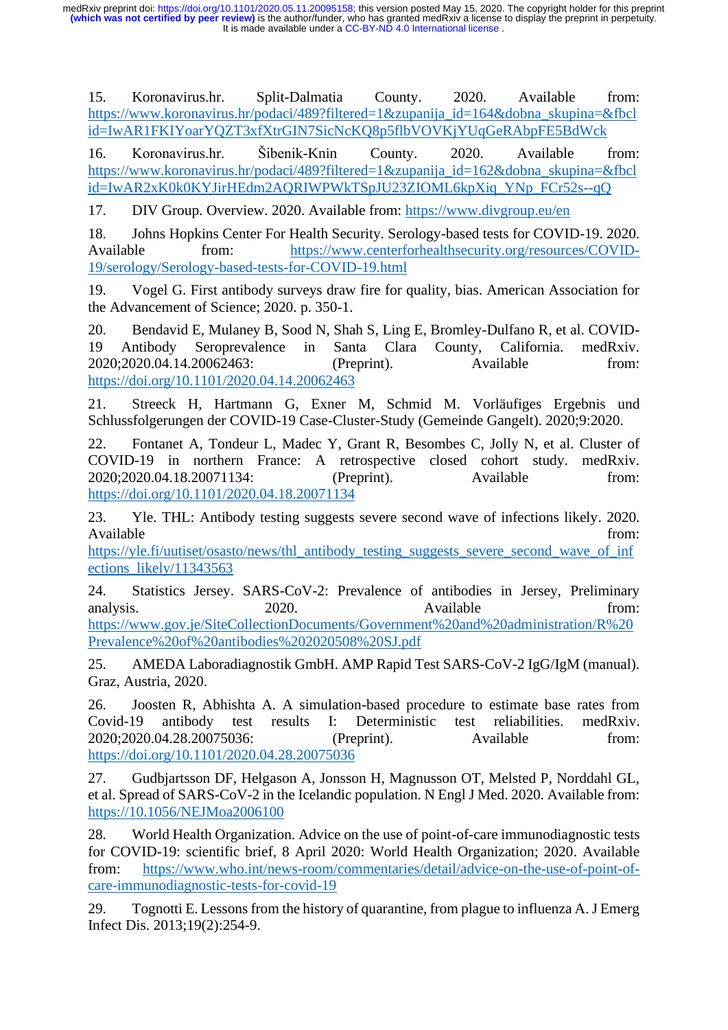15. Koronavirus.hr. Split-Dalmatia County. 2020. Available from: https://www.koronavirus.hr/podaci/489?filtered=1&zupanija_id=164&dobna_skupina=&fbclid=IwAR1FKIYoarYQZT3xfXtrGIN7SicNcKQ8p5flbVOVKjYUqGeRAbpFE5BdWck

16. Koronavirus.hr. Šibenik-Knin County. 2020. Available from: https://www.koronavirus.hr/podaci/489?filtered=1&zupanija_id=162&dobna_skupina=&fbclid=IwAR2xK0k0KYJirHEdm2AQRIWPWkTSpJU23ZIOML6kpXiq_YNp_FCr52s--qQ

17. DIV Group. Overview. 2020. Available from: https://www.divgroup.eu/en

18. Johns Hopkins Center For Health Security. Serology-based tests for COVID-19. 2020. Available from: https://www.centerforhealthsecurity.org/resources/COVID-19/serology/Serology-based-tests-for-COVID-19.html

19. Vogel G. First antibody surveys draw fire for quality, bias. American Association for the Advancement of Science; 2020. p. 350-1.

20. Bendavid E, Mulaney B, Sood N, Shah S, Ling E, Bromley-Dulfano R, et al. COVID-19 Antibody Seroprevalence in Santa Clara County, California. medRxiv. 2020;2020.04.14.20062463: (Preprint). Available from: https://doi.org/10.1101/2020.04.14.20062463

21. Streeck H, Hartmann G, Exner M, Schmid M. Vorläufiges Ergebnis und Schlussfolgerungen der COVID-19 Case-Cluster-Study (Gemeinde Gangelt). 2020;9:2020.

22. Fontanet A, Tondeur L, Madec Y, Grant R, Besombes C, Jolly N, et al. Cluster of COVID-19 in northern France: A retrospective closed cohort study. medRxiv. 2020;2020.04.18.20071134: (Preprint). Available from: https://doi.org/10.1101/2020.04.18.20071134

23. Yle. THL: Antibody testing suggests severe second wave of infections likely. 2020. Available from: https://yle.fi/uutiset/osasto/news/thl_antibody_testing_suggests_severe_second_wave_of_infections_likely/11343563

24. Statistics Jersey. SARS-CoV-2: Prevalence of antibodies in Jersey, Preliminary analysis. 2020. Available from: https://www.gov.je/SiteCollectionDocuments/Government%20and%20administration/R%20Prevalence%20of%20antibodies%202020508%20SJ.pdf

25. AMEDA Laboradiagnostik GmbH. AMP Rapid Test SARS-CoV-2 IgG/IgM (manual). Graz, Austria, 2020.

26. Joosten R, Abhishta A. A simulation-based procedure to estimate base rates from Covid-19 antibody test results I: Deterministic test reliabilities. medRxiv. 2020;2020.04.28.20075036: (Preprint). Available from: https://doi.org/10.1101/2020.04.28.20075036

27. Gudbjartsson DF, Helgason A, Jonsson H, Magnusson OT, Melsted P, Norddahl GL, et al. Spread of SARS-CoV-2 in the Icelandic population. N Engl J Med. 2020. Available from: https://10.1056/NEJMoa2006100

28. World Health Organization. Advice on the use of point-of-care immunodiagnostic tests for COVID-19: scientific brief, 8 April 2020: World Health Organization; 2020. Available from: https://www.who.int/news-room/commentaries/detail/advice-on-the-use-of-point-of-care-immunodiagnostic-tests-for-covid-19

29. Tognotti E. Lessons from the history of quarantine, from plague to influenza A. J Emerg Infect Dis. 2013;19(2):254-9.